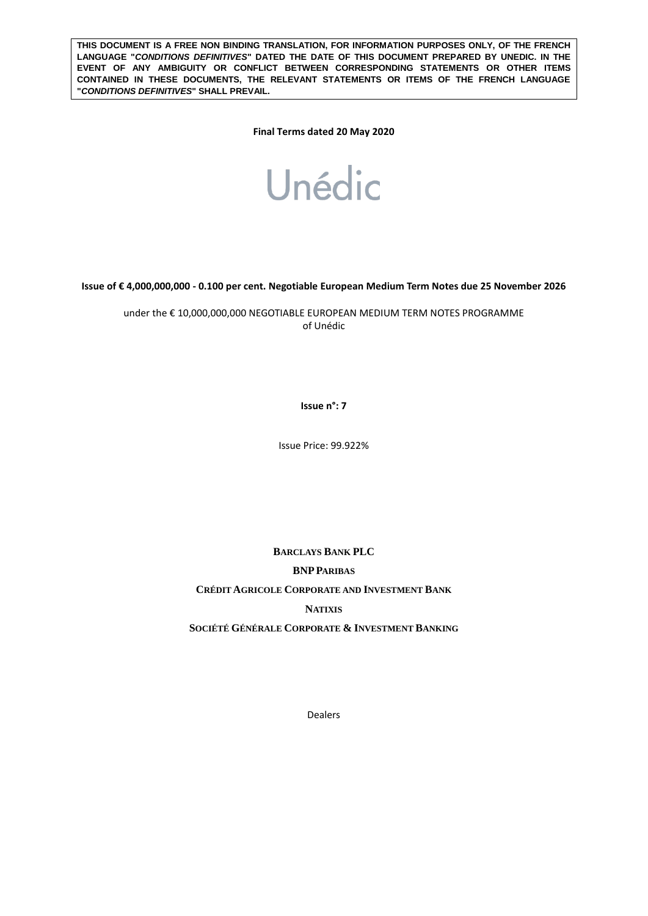**THIS DOCUMENT IS A FREE NON BINDING TRANSLATION, FOR INFORMATION PURPOSES ONLY, OF THE FRENCH LANGUAGE "*CONDITIONS DEFINITIVES*" DATED THE DATE OF THIS DOCUMENT PREPARED BY UNEDIC. IN THE EVENT OF ANY AMBIGUITY OR CONFLICT BETWEEN CORRESPONDING STATEMENTS OR OTHER ITEMS CONTAINED IN THESE DOCUMENTS, THE RELEVANT STATEMENTS OR ITEMS OF THE FRENCH LANGUAGE "*CONDITIONS DEFINITIVES*" SHALL PREVAIL.**

**Final Terms dated 20 May 2020**

# Unédic

**Issue of € 4,000,000,000 - 0.100 per cent. Negotiable European Medium Term Notes due 25 November 2026**

under the € 10,000,000,000 NEGOTIABLE EUROPEAN MEDIUM TERM NOTES PROGRAMME
of Unédic

**Issue n°: 7**

Issue Price: 99.922%

**BARCLAYS BANK PLC**

**BNP PARIBAS**

**CRÉDIT AGRICOLE CORPORATE AND INVESTMENT BANK**

**NATIXIS**

**SOCIÉTÉ GÉNÉRALE CORPORATE & INVESTMENT BANKING**

Dealers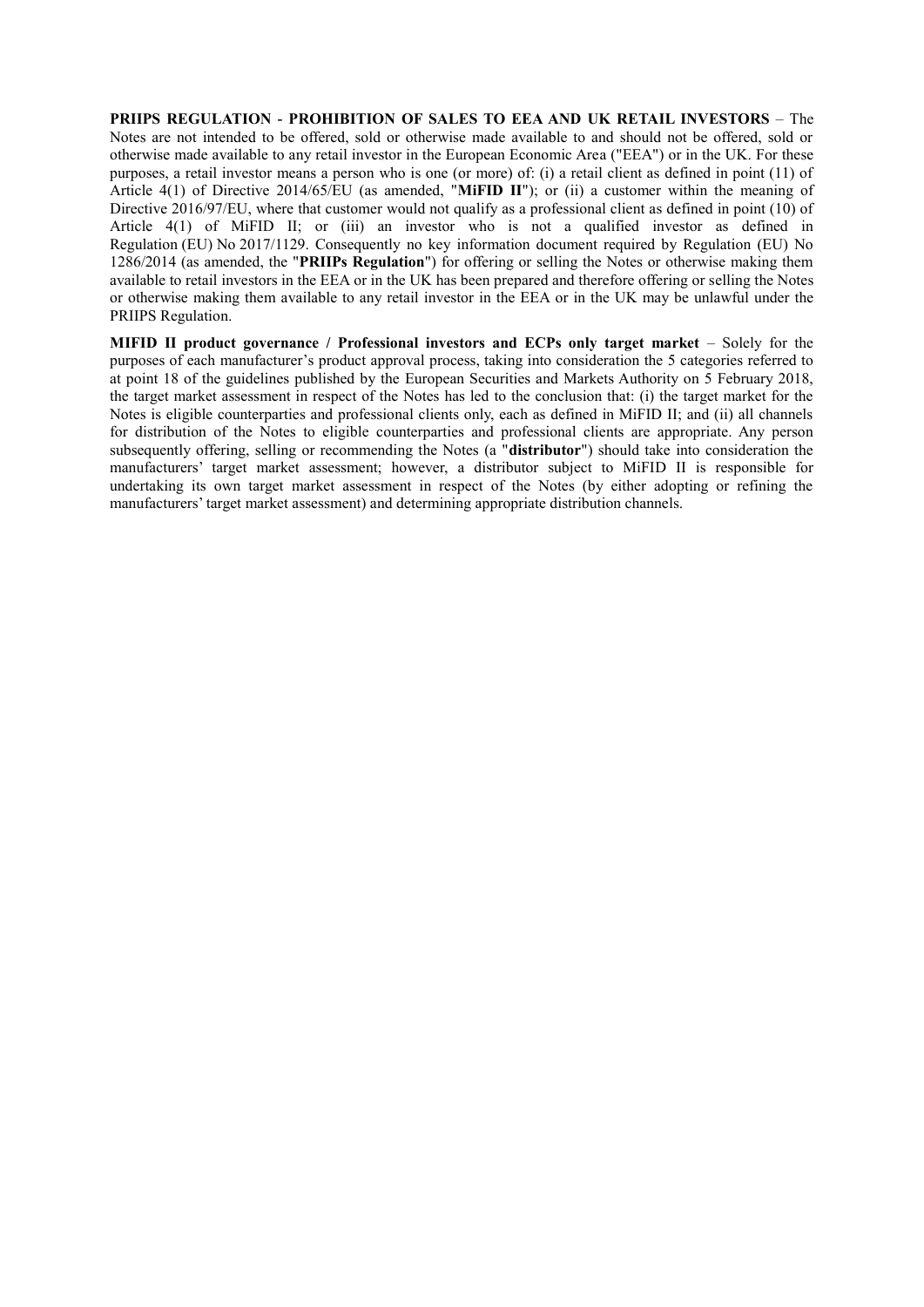**PRIIPS REGULATION - PROHIBITION OF SALES TO EEA AND UK RETAIL INVESTORS** – The Notes are not intended to be offered, sold or otherwise made available to and should not be offered, sold or otherwise made available to any retail investor in the European Economic Area ("EEA") or in the UK. For these purposes, a retail investor means a person who is one (or more) of: (i) a retail client as defined in point (11) of Article 4(1) of Directive 2014/65/EU (as amended, "**MiFID II**"); or (ii) a customer within the meaning of Directive 2016/97/EU, where that customer would not qualify as a professional client as defined in point (10) of Article 4(1) of MiFID II; or (iii) an investor who is not a qualified investor as defined in Regulation (EU) No 2017/1129. Consequently no key information document required by Regulation (EU) No 1286/2014 (as amended, the "**PRIIPs Regulation**") for offering or selling the Notes or otherwise making them available to retail investors in the EEA or in the UK has been prepared and therefore offering or selling the Notes or otherwise making them available to any retail investor in the EEA or in the UK may be unlawful under the PRIIPS Regulation.

**MIFID II product governance / Professional investors and ECPs only target market** – Solely for the purposes of each manufacturer's product approval process, taking into consideration the 5 categories referred to at point 18 of the guidelines published by the European Securities and Markets Authority on 5 February 2018, the target market assessment in respect of the Notes has led to the conclusion that: (i) the target market for the Notes is eligible counterparties and professional clients only, each as defined in MiFID II; and (ii) all channels for distribution of the Notes to eligible counterparties and professional clients are appropriate. Any person subsequently offering, selling or recommending the Notes (a "**distributor**") should take into consideration the manufacturers' target market assessment; however, a distributor subject to MiFID II is responsible for undertaking its own target market assessment in respect of the Notes (by either adopting or refining the manufacturers' target market assessment) and determining appropriate distribution channels.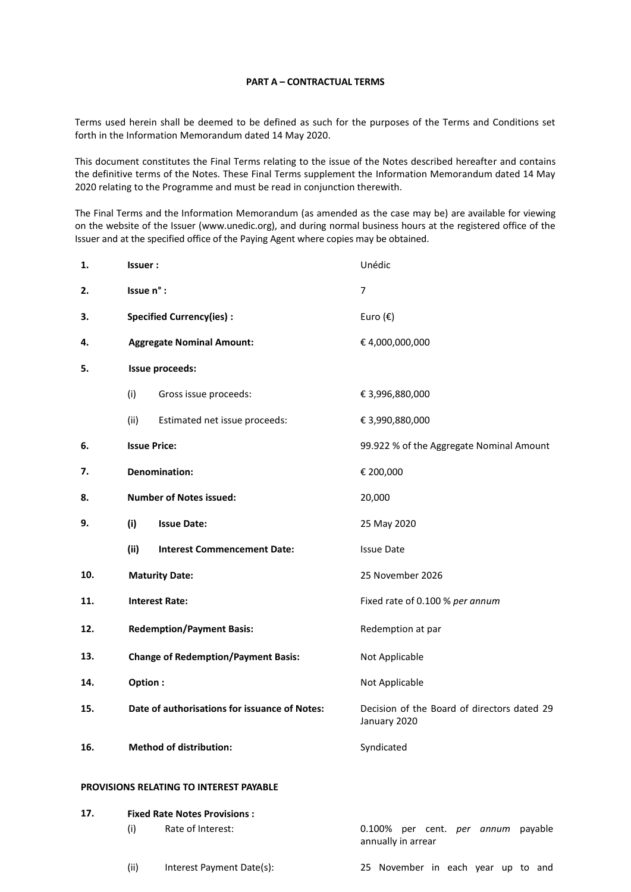## PART A – CONTRACTUAL TERMS

Terms used herein shall be deemed to be defined as such for the purposes of the Terms and Conditions set forth in the Information Memorandum dated 14 May 2020.

This document constitutes the Final Terms relating to the issue of the Notes described hereafter and contains the definitive terms of the Notes. These Final Terms supplement the Information Memorandum dated 14 May 2020 relating to the Programme and must be read in conjunction therewith.

The Final Terms and the Information Memorandum (as amended as the case may be) are available for viewing on the website of the Issuer (www.unedic.org), and during normal business hours at the registered office of the Issuer and at the specified office of the Paying Agent where copies may be obtained.

| | | |
|---|---|---|
| **1.** | **Issuer :** | Unédic |
| **2.** | **Issue n° :** | 7 |
| **3.** | **Specified Currency(ies) :** | Euro (€) |
| **4.** | **Aggregate Nominal Amount:** | € 4,000,000,000 |
| **5.** | **Issue proceeds:** | |
| | (i) Gross issue proceeds: | € 3,996,880,000 |
| | (ii) Estimated net issue proceeds: | € 3,990,880,000 |
| **6.** | **Issue Price:** | 99.922 % of the Aggregate Nominal Amount |
| **7.** | **Denomination:** | € 200,000 |
| **8.** | **Number of Notes issued:** | 20,000 |
| **9.** | **(i) Issue Date:** | 25 May 2020 |
| | **(ii) Interest Commencement Date:** | Issue Date |
| **10.** | **Maturity Date:** | 25 November 2026 |
| **11.** | **Interest Rate:** | Fixed rate of 0.100 % *per annum* |
| **12.** | **Redemption/Payment Basis:** | Redemption at par |
| **13.** | **Change of Redemption/Payment Basis:** | Not Applicable |
| **14.** | **Option :** | Not Applicable |
| **15.** | **Date of authorisations for issuance of Notes:** | Decision of the Board of directors dated 29 January 2020 |
| **16.** | **Method of distribution:** | Syndicated |

**PROVISIONS RELATING TO INTEREST PAYABLE**

| | | |
|---|---|---|
| **17.** | **Fixed Rate Notes Provisions :** | |
| | (i) Rate of Interest: | 0.100% per cent. *per annum* payable annually in arrear |
| | (ii) Interest Payment Date(s): | 25 November in each year up to and |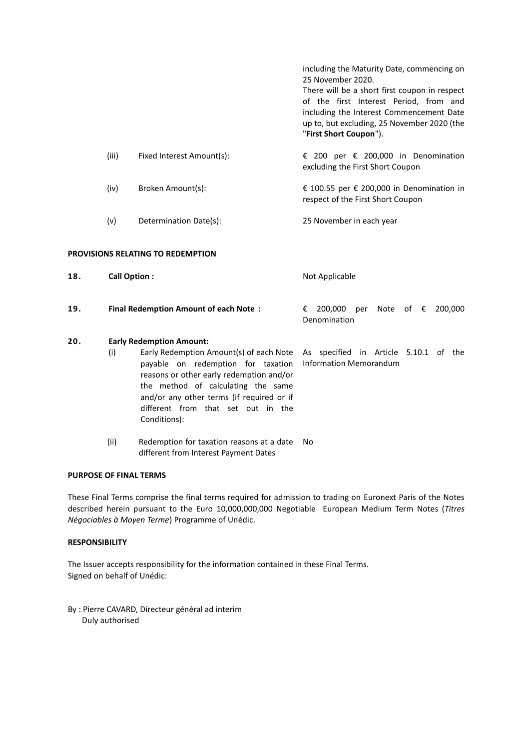| | | |
|---|---|---|
| | | including the Maturity Date, commencing on 25 November 2020. There will be a short first coupon in respect of the first Interest Period, from and including the Interest Commencement Date up to, but excluding, 25 November 2020 (the "**First Short Coupon**"). |
| (iii) | Fixed Interest Amount(s): | € 200 per € 200,000 in Denomination excluding the First Short Coupon |
| (iv) | Broken Amount(s): | € 100.55 per € 200,000 in Denomination in respect of the First Short Coupon |
| (v) | Determination Date(s): | 25 November in each year |

**PROVISIONS RELATING TO REDEMPTION**

| | | |
|---|---|---|
| **18.** | **Call Option :** | Not Applicable |
| **19.** | **Final Redemption Amount of each Note :** | € 200,000 per Note of € 200,000 Denomination |
| **20.** | **Early Redemption Amount:** | |
| (i) | Early Redemption Amount(s) of each Note payable on redemption for taxation reasons or other early redemption and/or the method of calculating the same and/or any other terms (if required or if different from that set out in the Conditions): | As specified in Article 5.10.1 of the Information Memorandum |
| (ii) | Redemption for taxation reasons at a date different from Interest Payment Dates | No |

**PURPOSE OF FINAL TERMS**

These Final Terms comprise the final terms required for admission to trading on Euronext Paris of the Notes described herein pursuant to the Euro 10,000,000,000 Negotiable European Medium Term Notes (*Titres Négociables à Moyen Terme*) Programme of Unédic.

**RESPONSIBILITY**

The Issuer accepts responsibility for the information contained in these Final Terms.
Signed on behalf of Unédic:

By : Pierre CAVARD, Directeur général ad interim
Duly authorised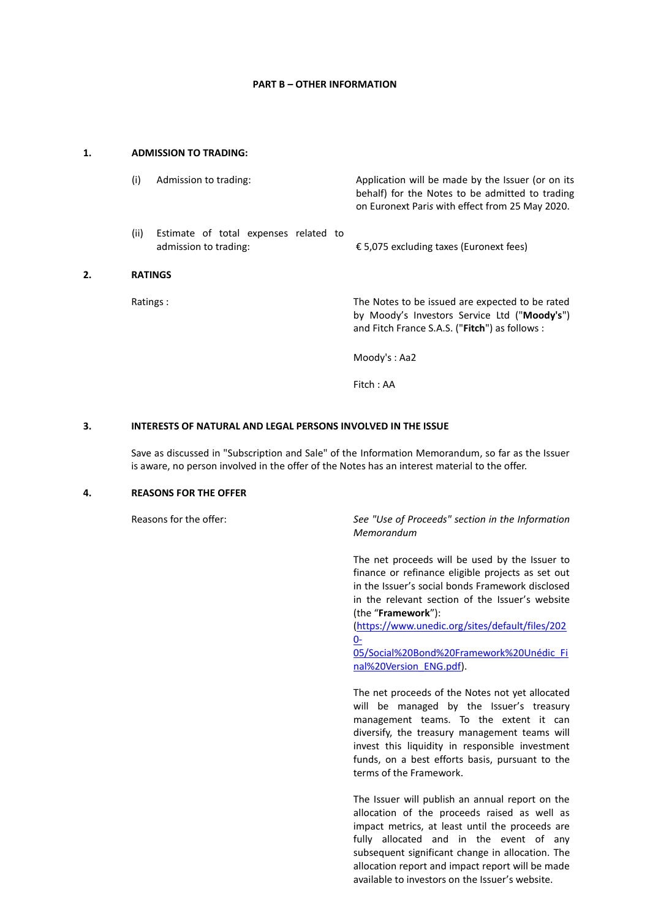**PART B – OTHER INFORMATION**

**1. ADMISSION TO TRADING:**

| | |
|---|---|
| (i) Admission to trading: | Application will be made by the Issuer (or on its behalf) for the Notes to be admitted to trading on Euronext Paris with effect from 25 May 2020. |
| (ii) Estimate of total expenses related to admission to trading: | € 5,075 excluding taxes (Euronext fees) |

**2. RATINGS**

| | |
|---|---|
| Ratings : | The Notes to be issued are expected to be rated by Moody's Investors Service Ltd ("**Moody's**") and Fitch France S.A.S. ("**Fitch**") as follows :<br><br>Moody's : Aa2<br><br>Fitch : AA |

**3. INTERESTS OF NATURAL AND LEGAL PERSONS INVOLVED IN THE ISSUE**

Save as discussed in "Subscription and Sale" of the Information Memorandum, so far as the Issuer is aware, no person involved in the offer of the Notes has an interest material to the offer.

**4. REASONS FOR THE OFFER**

| | |
|---|---|
| Reasons for the offer: | *See "Use of Proceeds" section in the Information Memorandum*<br><br>The net proceeds will be used by the Issuer to finance or refinance eligible projects as set out in the Issuer's social bonds Framework disclosed in the relevant section of the Issuer's website (the "**Framework**"): (https://www.unedic.org/sites/default/files/2020-05/Social%20Bond%20Framework%20Unédic_Final%20Version_ENG.pdf).<br><br>The net proceeds of the Notes not yet allocated will be managed by the Issuer's treasury management teams. To the extent it can diversify, the treasury management teams will invest this liquidity in responsible investment funds, on a best efforts basis, pursuant to the terms of the Framework.<br><br>The Issuer will publish an annual report on the allocation of the proceeds raised as well as impact metrics, at least until the proceeds are fully allocated and in the event of any subsequent significant change in allocation. The allocation report and impact report will be made available to investors on the Issuer's website. |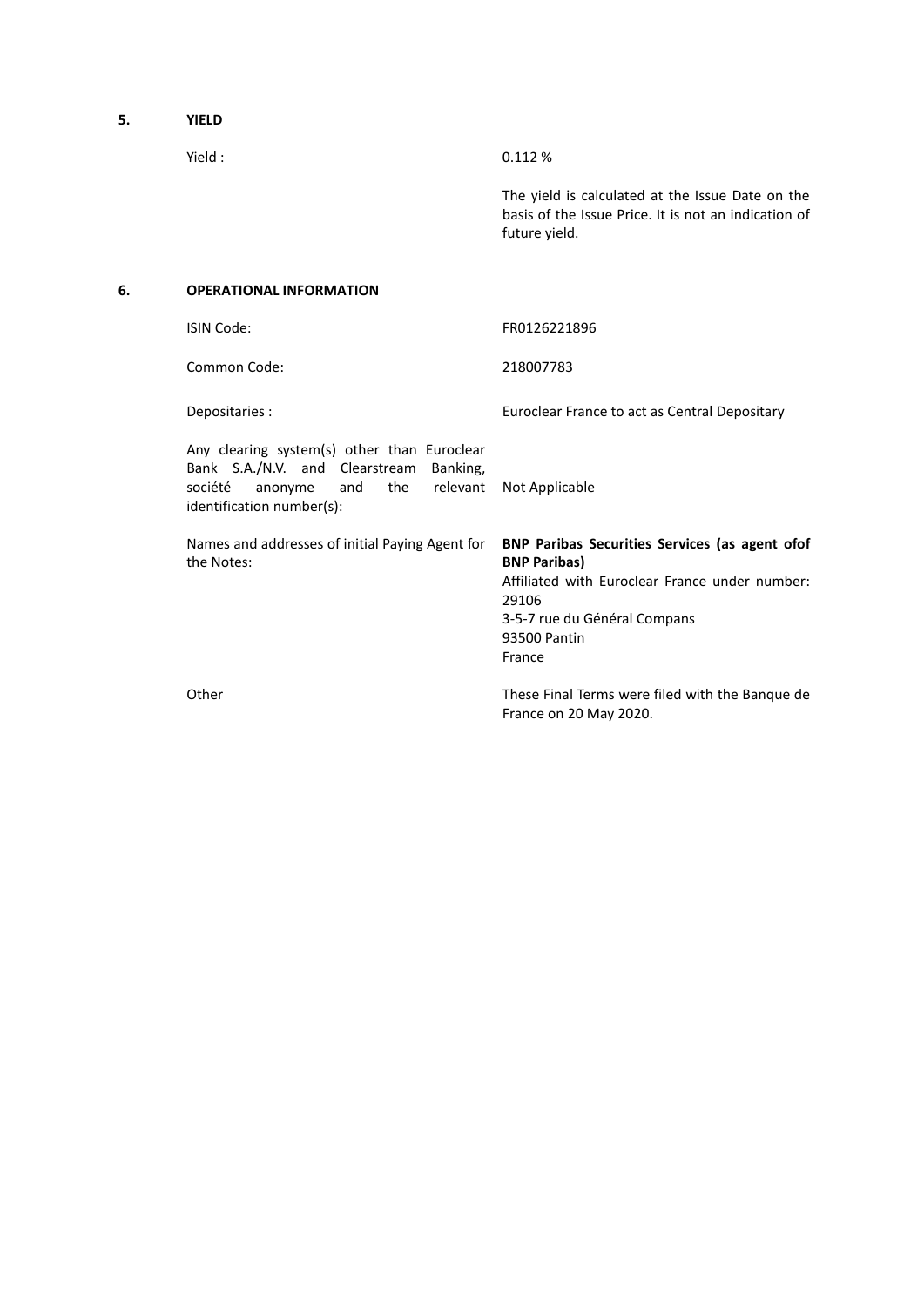## 5. YIELD

| | |
|---|---|
| Yield : | 0.112 % |
| | The yield is calculated at the Issue Date on the basis of the Issue Price. It is not an indication of future yield. |

## 6. OPERATIONAL INFORMATION

| | |
|---|---|
| ISIN Code: | FR0126221896 |
| Common Code: | 218007783 |
| Depositaries : | Euroclear France to act as Central Depositary |
| Any clearing system(s) other than Euroclear Bank S.A./N.V. and Clearstream Banking, société anonyme and the relevant identification number(s): | Not Applicable |
| Names and addresses of initial Paying Agent for the Notes: | **BNP Paribas Securities Services (as agent ofof BNP Paribas)**<br>Affiliated with Euroclear France under number: 29106<br>3-5-7 rue du Général Compans<br>93500 Pantin<br>France |
| Other | These Final Terms were filed with the Banque de France on 20 May 2020. |